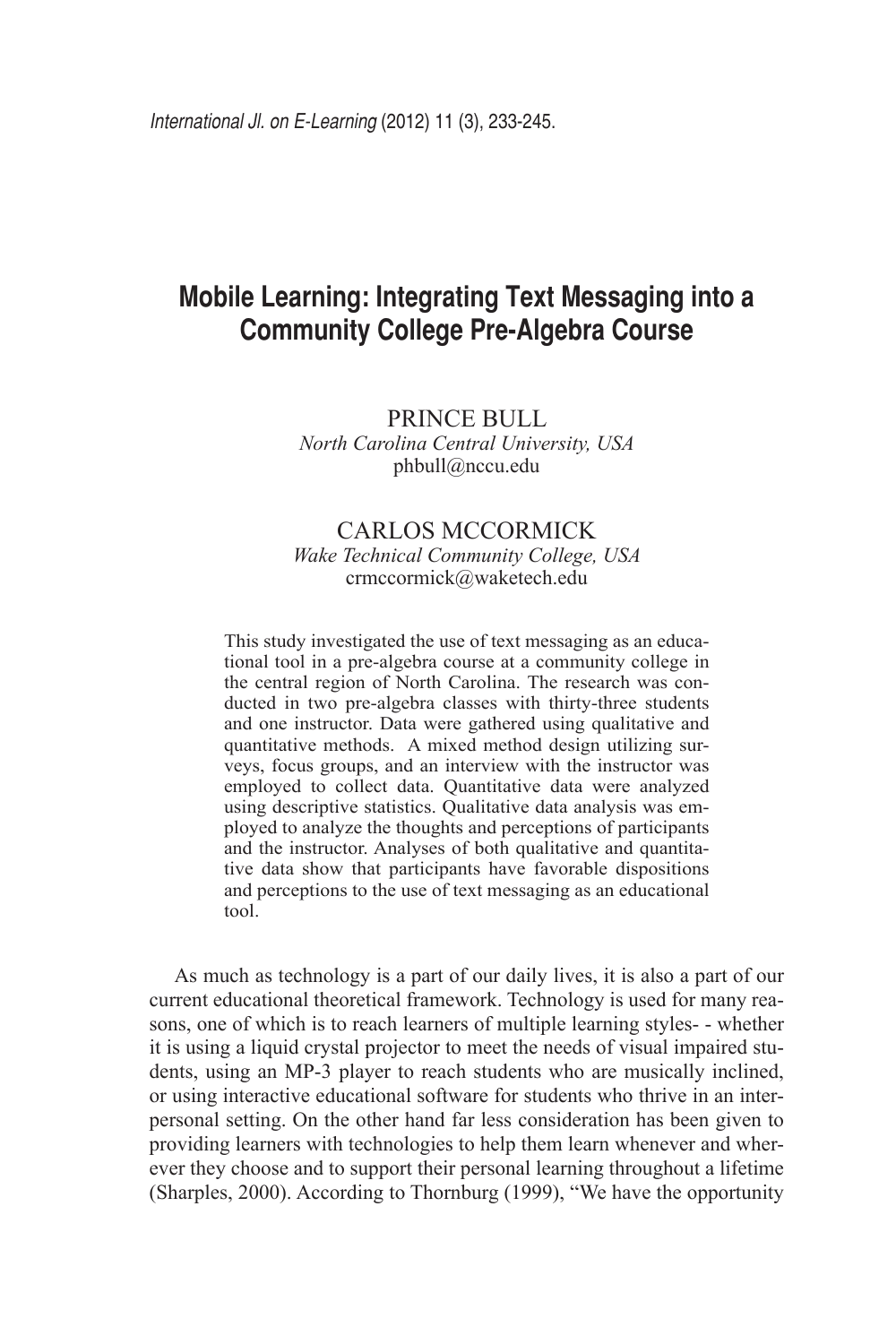# Mobile Learning: Integrating Text Messaging into a Community College Pre-Algebra Course

PRINCE BULL
*North Carolina Central University, USA*
phbull@nccu.edu

CARLOS MCCORMICK
*Wake Technical Community College, USA*
crmccormick@waketech.edu

This study investigated the use of text messaging as an educational tool in a pre-algebra course at a community college in the central region of North Carolina. The research was conducted in two pre-algebra classes with thirty-three students and one instructor. Data were gathered using qualitative and quantitative methods. A mixed method design utilizing surveys, focus groups, and an interview with the instructor was employed to collect data. Quantitative data were analyzed using descriptive statistics. Qualitative data analysis was employed to analyze the thoughts and perceptions of participants and the instructor. Analyses of both qualitative and quantitative data show that participants have favorable dispositions and perceptions to the use of text messaging as an educational tool.

As much as technology is a part of our daily lives, it is also a part of our current educational theoretical framework. Technology is used for many reasons, one of which is to reach learners of multiple learning styles- - whether it is using a liquid crystal projector to meet the needs of visual impaired students, using an MP-3 player to reach students who are musically inclined, or using interactive educational software for students who thrive in an interpersonal setting. On the other hand far less consideration has been given to providing learners with technologies to help them learn whenever and wherever they choose and to support their personal learning throughout a lifetime (Sharples, 2000). According to Thornburg (1999), "We have the opportunity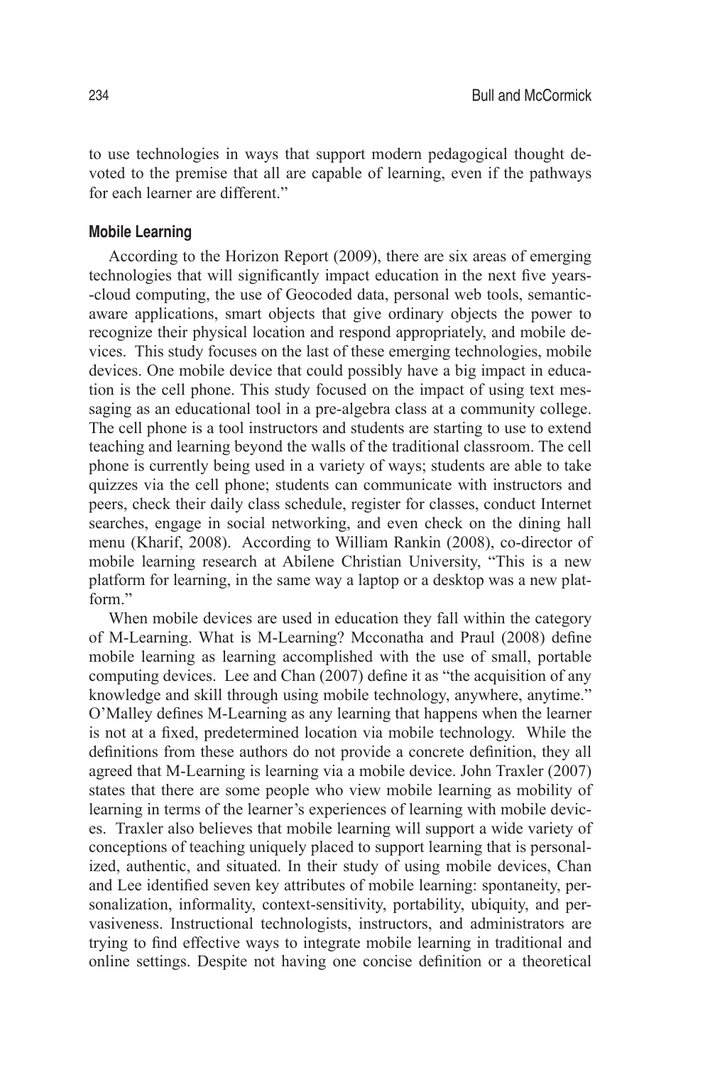to use technologies in ways that support modern pedagogical thought devoted to the premise that all are capable of learning, even if the pathways for each learner are different."

### Mobile Learning

According to the Horizon Report (2009), there are six areas of emerging technologies that will significantly impact education in the next five years--cloud computing, the use of Geocoded data, personal web tools, semantic-aware applications, smart objects that give ordinary objects the power to recognize their physical location and respond appropriately, and mobile devices. This study focuses on the last of these emerging technologies, mobile devices. One mobile device that could possibly have a big impact in education is the cell phone. This study focused on the impact of using text messaging as an educational tool in a pre-algebra class at a community college. The cell phone is a tool instructors and students are starting to use to extend teaching and learning beyond the walls of the traditional classroom. The cell phone is currently being used in a variety of ways; students are able to take quizzes via the cell phone; students can communicate with instructors and peers, check their daily class schedule, register for classes, conduct Internet searches, engage in social networking, and even check on the dining hall menu (Kharif, 2008). According to William Rankin (2008), co-director of mobile learning research at Abilene Christian University, "This is a new platform for learning, in the same way a laptop or a desktop was a new platform."

When mobile devices are used in education they fall within the category of M-Learning. What is M-Learning? Mcconatha and Praul (2008) define mobile learning as learning accomplished with the use of small, portable computing devices. Lee and Chan (2007) define it as "the acquisition of any knowledge and skill through using mobile technology, anywhere, anytime." O'Malley defines M-Learning as any learning that happens when the learner is not at a fixed, predetermined location via mobile technology. While the definitions from these authors do not provide a concrete definition, they all agreed that M-Learning is learning via a mobile device. John Traxler (2007) states that there are some people who view mobile learning as mobility of learning in terms of the learner's experiences of learning with mobile devices. Traxler also believes that mobile learning will support a wide variety of conceptions of teaching uniquely placed to support learning that is personalized, authentic, and situated. In their study of using mobile devices, Chan and Lee identified seven key attributes of mobile learning: spontaneity, personalization, informality, context-sensitivity, portability, ubiquity, and pervasiveness. Instructional technologists, instructors, and administrators are trying to find effective ways to integrate mobile learning in traditional and online settings. Despite not having one concise definition or a theoretical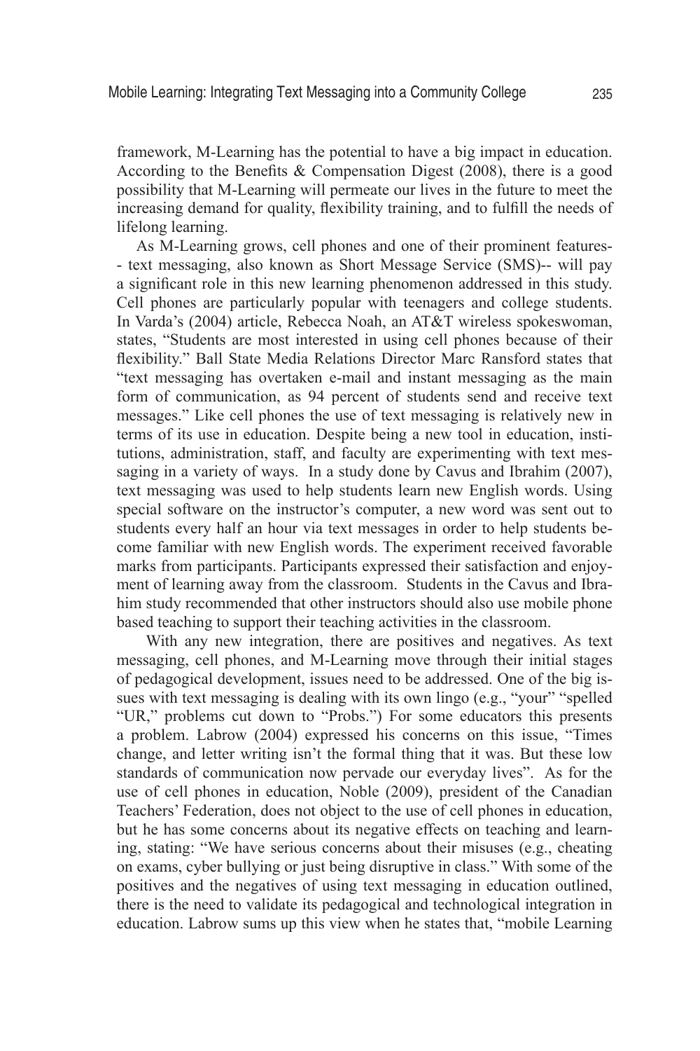framework, M-Learning has the potential to have a big impact in education. According to the Benefits & Compensation Digest (2008), there is a good possibility that M-Learning will permeate our lives in the future to meet the increasing demand for quality, flexibility training, and to fulfill the needs of lifelong learning.

As M-Learning grows, cell phones and one of their prominent features-- text messaging, also known as Short Message Service (SMS)-- will pay a significant role in this new learning phenomenon addressed in this study. Cell phones are particularly popular with teenagers and college students. In Varda's (2004) article, Rebecca Noah, an AT&T wireless spokeswoman, states, "Students are most interested in using cell phones because of their flexibility." Ball State Media Relations Director Marc Ransford states that "text messaging has overtaken e-mail and instant messaging as the main form of communication, as 94 percent of students send and receive text messages." Like cell phones the use of text messaging is relatively new in terms of its use in education. Despite being a new tool in education, institutions, administration, staff, and faculty are experimenting with text messaging in a variety of ways. In a study done by Cavus and Ibrahim (2007), text messaging was used to help students learn new English words. Using special software on the instructor's computer, a new word was sent out to students every half an hour via text messages in order to help students become familiar with new English words. The experiment received favorable marks from participants. Participants expressed their satisfaction and enjoyment of learning away from the classroom. Students in the Cavus and Ibrahim study recommended that other instructors should also use mobile phone based teaching to support their teaching activities in the classroom.

With any new integration, there are positives and negatives. As text messaging, cell phones, and M-Learning move through their initial stages of pedagogical development, issues need to be addressed. One of the big issues with text messaging is dealing with its own lingo (e.g., "your" "spelled "UR," problems cut down to "Probs.") For some educators this presents a problem. Labrow (2004) expressed his concerns on this issue, "Times change, and letter writing isn't the formal thing that it was. But these low standards of communication now pervade our everyday lives". As for the use of cell phones in education, Noble (2009), president of the Canadian Teachers' Federation, does not object to the use of cell phones in education, but he has some concerns about its negative effects on teaching and learning, stating: "We have serious concerns about their misuses (e.g., cheating on exams, cyber bullying or just being disruptive in class." With some of the positives and the negatives of using text messaging in education outlined, there is the need to validate its pedagogical and technological integration in education. Labrow sums up this view when he states that, "mobile Learning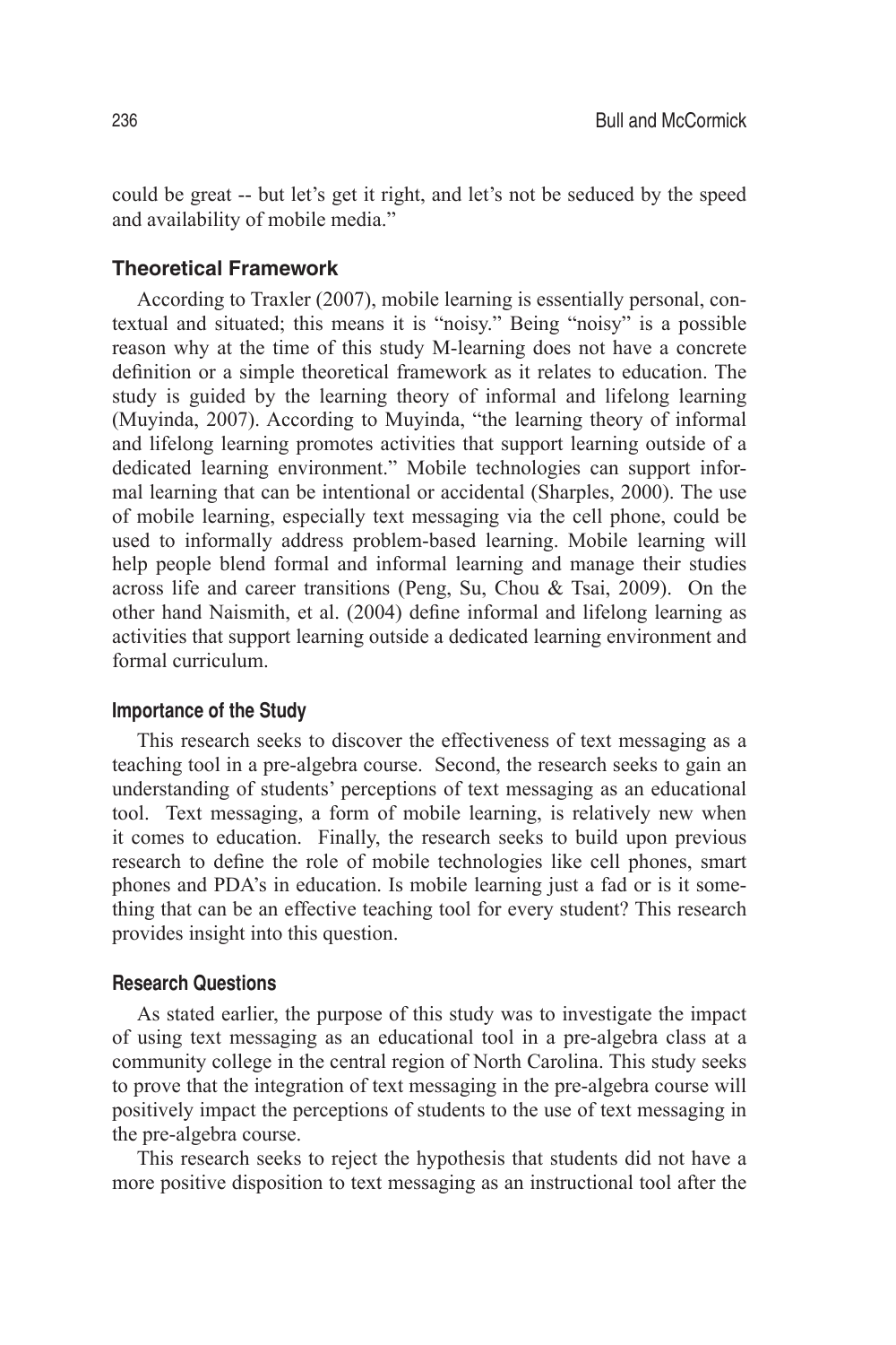could be great -- but let's get it right, and let's not be seduced by the speed and availability of mobile media."

## Theoretical Framework

According to Traxler (2007), mobile learning is essentially personal, contextual and situated; this means it is "noisy." Being "noisy" is a possible reason why at the time of this study M-learning does not have a concrete definition or a simple theoretical framework as it relates to education. The study is guided by the learning theory of informal and lifelong learning (Muyinda, 2007). According to Muyinda, "the learning theory of informal and lifelong learning promotes activities that support learning outside of a dedicated learning environment." Mobile technologies can support informal learning that can be intentional or accidental (Sharples, 2000). The use of mobile learning, especially text messaging via the cell phone, could be used to informally address problem-based learning. Mobile learning will help people blend formal and informal learning and manage their studies across life and career transitions (Peng, Su, Chou & Tsai, 2009). On the other hand Naismith, et al. (2004) define informal and lifelong learning as activities that support learning outside a dedicated learning environment and formal curriculum.

### Importance of the Study

This research seeks to discover the effectiveness of text messaging as a teaching tool in a pre-algebra course. Second, the research seeks to gain an understanding of students' perceptions of text messaging as an educational tool. Text messaging, a form of mobile learning, is relatively new when it comes to education. Finally, the research seeks to build upon previous research to define the role of mobile technologies like cell phones, smart phones and PDA's in education. Is mobile learning just a fad or is it something that can be an effective teaching tool for every student? This research provides insight into this question.

### Research Questions

As stated earlier, the purpose of this study was to investigate the impact of using text messaging as an educational tool in a pre-algebra class at a community college in the central region of North Carolina. This study seeks to prove that the integration of text messaging in the pre-algebra course will positively impact the perceptions of students to the use of text messaging in the pre-algebra course.

This research seeks to reject the hypothesis that students did not have a more positive disposition to text messaging as an instructional tool after the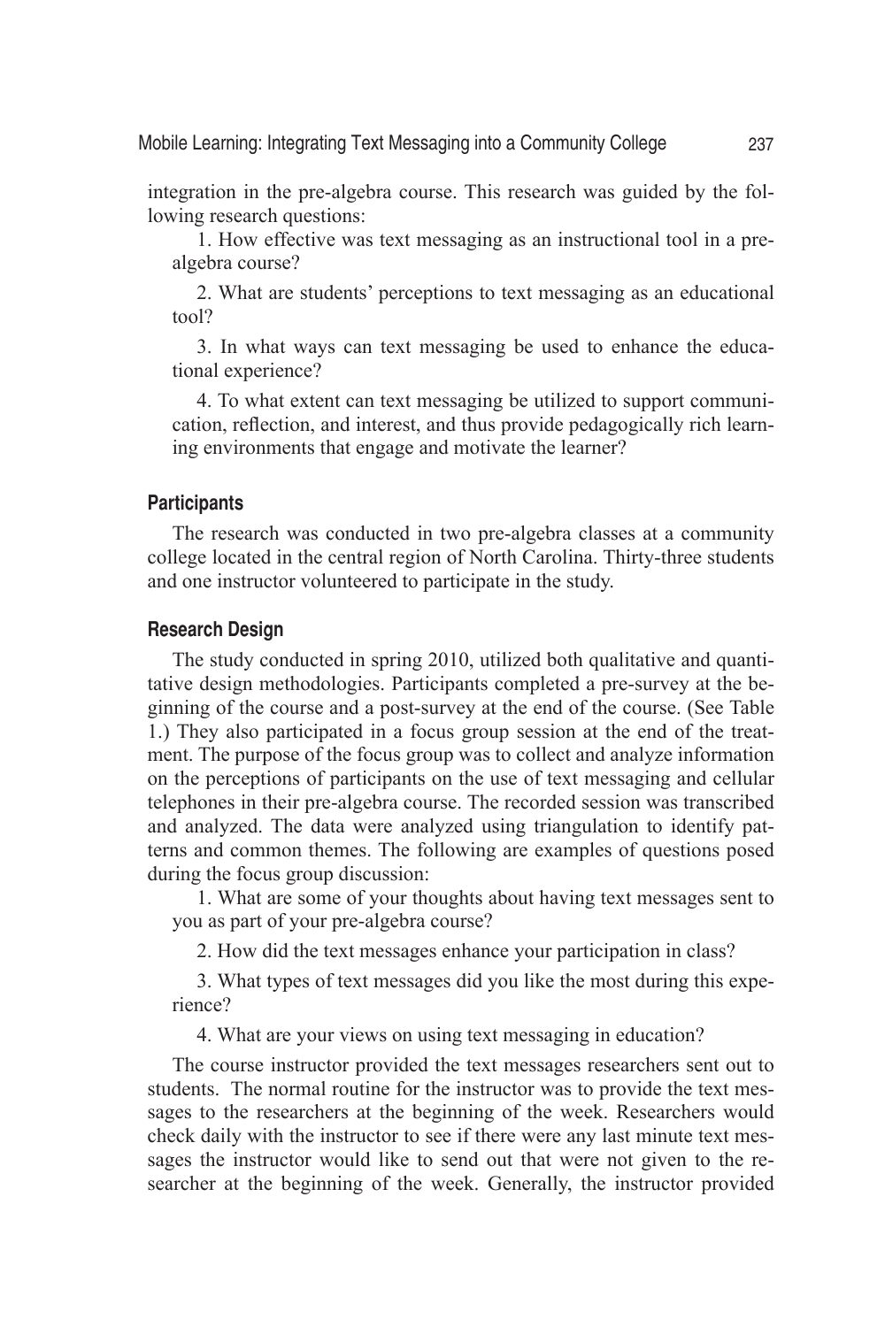integration in the pre-algebra course. This research was guided by the following research questions:

1. How effective was text messaging as an instructional tool in a pre-algebra course?

2. What are students' perceptions to text messaging as an educational tool?

3. In what ways can text messaging be used to enhance the educational experience?

4. To what extent can text messaging be utilized to support communication, reflection, and interest, and thus provide pedagogically rich learning environments that engage and motivate the learner?

### Participants

The research was conducted in two pre-algebra classes at a community college located in the central region of North Carolina. Thirty-three students and one instructor volunteered to participate in the study.

### Research Design

The study conducted in spring 2010, utilized both qualitative and quantitative design methodologies. Participants completed a pre-survey at the beginning of the course and a post-survey at the end of the course. (See Table 1.) They also participated in a focus group session at the end of the treatment. The purpose of the focus group was to collect and analyze information on the perceptions of participants on the use of text messaging and cellular telephones in their pre-algebra course. The recorded session was transcribed and analyzed. The data were analyzed using triangulation to identify patterns and common themes. The following are examples of questions posed during the focus group discussion:

1. What are some of your thoughts about having text messages sent to you as part of your pre-algebra course?

2. How did the text messages enhance your participation in class?

3. What types of text messages did you like the most during this experience?

4. What are your views on using text messaging in education?

The course instructor provided the text messages researchers sent out to students. The normal routine for the instructor was to provide the text messages to the researchers at the beginning of the week. Researchers would check daily with the instructor to see if there were any last minute text messages the instructor would like to send out that were not given to the researcher at the beginning of the week. Generally, the instructor provided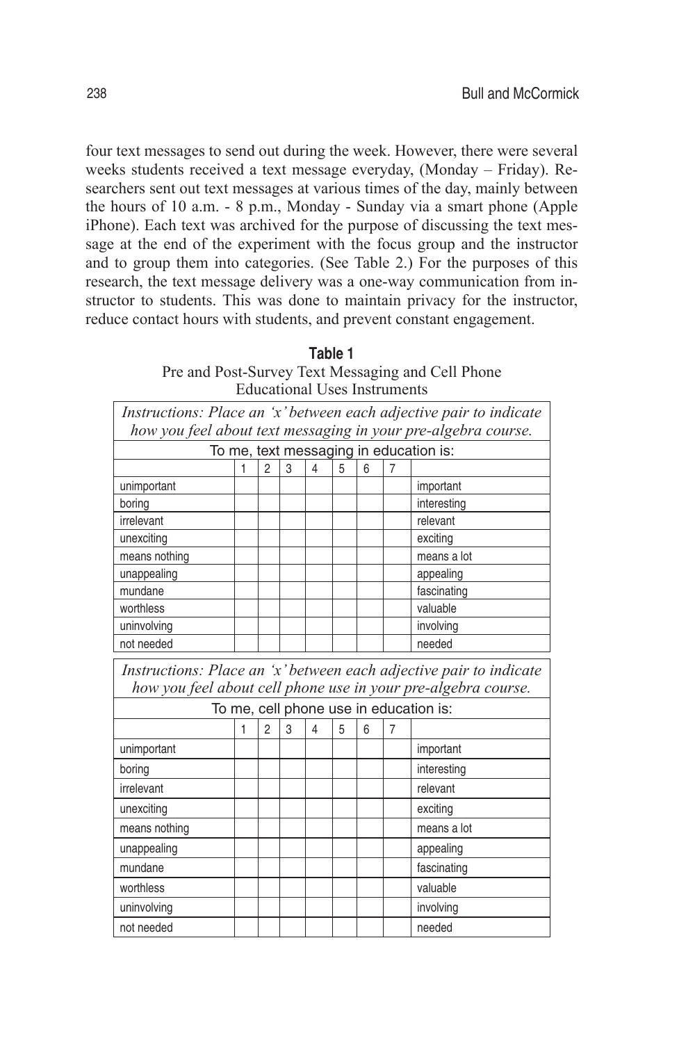four text messages to send out during the week. However, there were several weeks students received a text message everyday, (Monday – Friday). Researchers sent out text messages at various times of the day, mainly between the hours of 10 a.m. - 8 p.m., Monday - Sunday via a smart phone (Apple iPhone). Each text was archived for the purpose of discussing the text message at the end of the experiment with the focus group and the instructor and to group them into categories. (See Table 2.) For the purposes of this research, the text message delivery was a one-way communication from instructor to students. This was done to maintain privacy for the instructor, reduce contact hours with students, and prevent constant engagement.

**Table 1**
Pre and Post-Survey Text Messaging and Cell Phone Educational Uses Instruments

*Instructions: Place an 'x' between each adjective pair to indicate how you feel about text messaging in your pre-algebra course.*

To me, text messaging in education is:

| | 1 | 2 | 3 | 4 | 5 | 6 | 7 | |
|---|---|---|---|---|---|---|---|---|
| unimportant | | | | | | | | important |
| boring | | | | | | | | interesting |
| irrelevant | | | | | | | | relevant |
| unexciting | | | | | | | | exciting |
| means nothing | | | | | | | | means a lot |
| unappealing | | | | | | | | appealing |
| mundane | | | | | | | | fascinating |
| worthless | | | | | | | | valuable |
| uninvolving | | | | | | | | involving |
| not needed | | | | | | | | needed |

*Instructions: Place an 'x' between each adjective pair to indicate how you feel about cell phone use in your pre-algebra course.*

To me, cell phone use in education is:

| | 1 | 2 | 3 | 4 | 5 | 6 | 7 | |
|---|---|---|---|---|---|---|---|---|
| unimportant | | | | | | | | important |
| boring | | | | | | | | interesting |
| irrelevant | | | | | | | | relevant |
| unexciting | | | | | | | | exciting |
| means nothing | | | | | | | | means a lot |
| unappealing | | | | | | | | appealing |
| mundane | | | | | | | | fascinating |
| worthless | | | | | | | | valuable |
| uninvolving | | | | | | | | involving |
| not needed | | | | | | | | needed |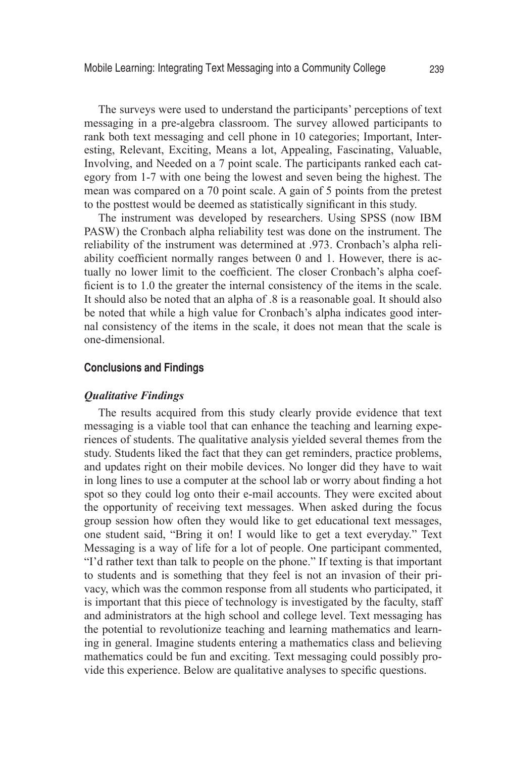The surveys were used to understand the participants' perceptions of text messaging in a pre-algebra classroom. The survey allowed participants to rank both text messaging and cell phone in 10 categories; Important, Interesting, Relevant, Exciting, Means a lot, Appealing, Fascinating, Valuable, Involving, and Needed on a 7 point scale. The participants ranked each category from 1-7 with one being the lowest and seven being the highest. The mean was compared on a 70 point scale. A gain of 5 points from the pretest to the posttest would be deemed as statistically significant in this study.

The instrument was developed by researchers. Using SPSS (now IBM PASW) the Cronbach alpha reliability test was done on the instrument. The reliability of the instrument was determined at .973. Cronbach's alpha reliability coefficient normally ranges between 0 and 1. However, there is actually no lower limit to the coefficient. The closer Cronbach's alpha coefficient is to 1.0 the greater the internal consistency of the items in the scale. It should also be noted that an alpha of .8 is a reasonable goal. It should also be noted that while a high value for Cronbach's alpha indicates good internal consistency of the items in the scale, it does not mean that the scale is one-dimensional.

## Conclusions and Findings

### *Qualitative Findings*

The results acquired from this study clearly provide evidence that text messaging is a viable tool that can enhance the teaching and learning experiences of students. The qualitative analysis yielded several themes from the study. Students liked the fact that they can get reminders, practice problems, and updates right on their mobile devices. No longer did they have to wait in long lines to use a computer at the school lab or worry about finding a hot spot so they could log onto their e-mail accounts. They were excited about the opportunity of receiving text messages. When asked during the focus group session how often they would like to get educational text messages, one student said, "Bring it on! I would like to get a text everyday." Text Messaging is a way of life for a lot of people. One participant commented, "I'd rather text than talk to people on the phone." If texting is that important to students and is something that they feel is not an invasion of their privacy, which was the common response from all students who participated, it is important that this piece of technology is investigated by the faculty, staff and administrators at the high school and college level. Text messaging has the potential to revolutionize teaching and learning mathematics and learning in general. Imagine students entering a mathematics class and believing mathematics could be fun and exciting. Text messaging could possibly provide this experience. Below are qualitative analyses to specific questions.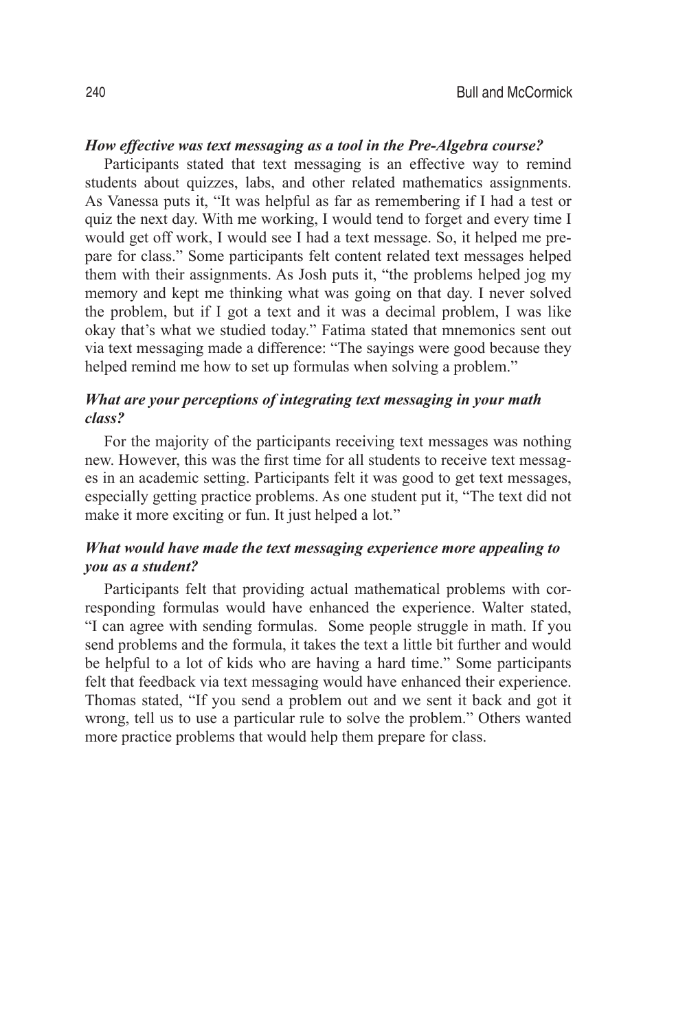***How effective was text messaging as a tool in the Pre-Algebra course?***

Participants stated that text messaging is an effective way to remind students about quizzes, labs, and other related mathematics assignments. As Vanessa puts it, "It was helpful as far as remembering if I had a test or quiz the next day. With me working, I would tend to forget and every time I would get off work, I would see I had a text message. So, it helped me prepare for class." Some participants felt content related text messages helped them with their assignments. As Josh puts it, "the problems helped jog my memory and kept me thinking what was going on that day. I never solved the problem, but if I got a text and it was a decimal problem, I was like okay that's what we studied today." Fatima stated that mnemonics sent out via text messaging made a difference: "The sayings were good because they helped remind me how to set up formulas when solving a problem."

***What are your perceptions of integrating text messaging in your math class?***

For the majority of the participants receiving text messages was nothing new. However, this was the first time for all students to receive text messages in an academic setting. Participants felt it was good to get text messages, especially getting practice problems. As one student put it, "The text did not make it more exciting or fun. It just helped a lot."

***What would have made the text messaging experience more appealing to you as a student?***

Participants felt that providing actual mathematical problems with corresponding formulas would have enhanced the experience. Walter stated, "I can agree with sending formulas. Some people struggle in math. If you send problems and the formula, it takes the text a little bit further and would be helpful to a lot of kids who are having a hard time." Some participants felt that feedback via text messaging would have enhanced their experience. Thomas stated, "If you send a problem out and we sent it back and got it wrong, tell us to use a particular rule to solve the problem." Others wanted more practice problems that would help them prepare for class.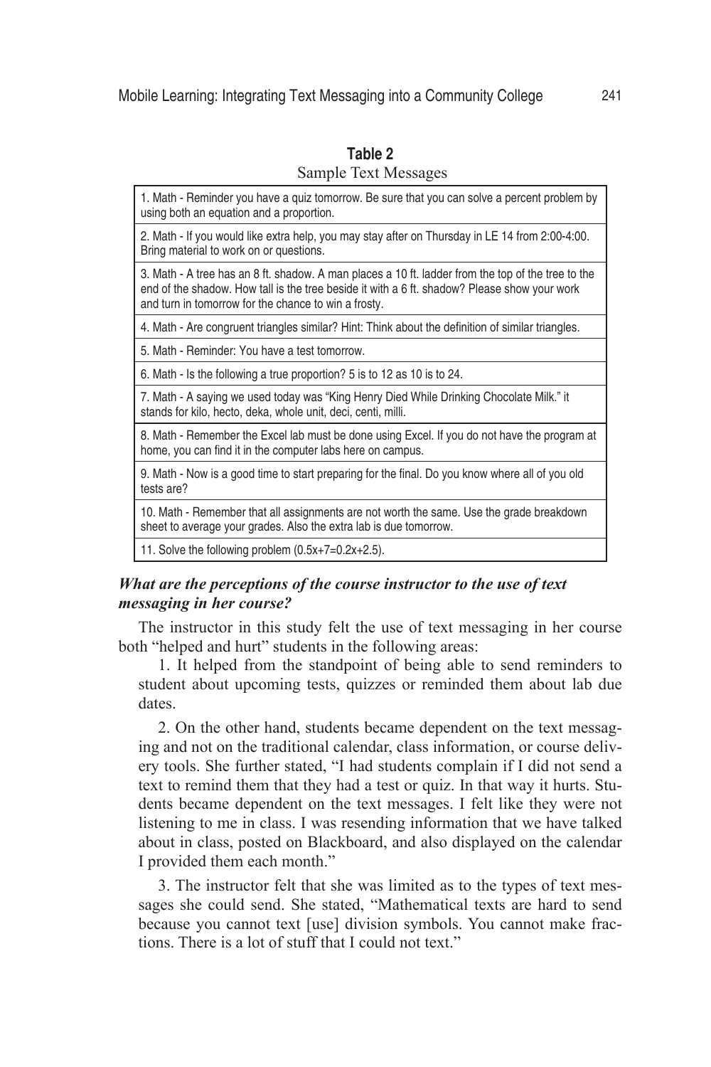**Table 2**

Sample Text Messages

| |
|---|
| 1. Math - Reminder you have a quiz tomorrow. Be sure that you can solve a percent problem by using both an equation and a proportion. |
| 2. Math - If you would like extra help, you may stay after on Thursday in LE 14 from 2:00-4:00. Bring material to work on or questions. |
| 3. Math - A tree has an 8 ft. shadow. A man places a 10 ft. ladder from the top of the tree to the end of the shadow. How tall is the tree beside it with a 6 ft. shadow? Please show your work and turn in tomorrow for the chance to win a frosty. |
| 4. Math - Are congruent triangles similar? Hint: Think about the definition of similar triangles. |
| 5. Math - Reminder: You have a test tomorrow. |
| 6. Math - Is the following a true proportion? 5 is to 12 as 10 is to 24. |
| 7. Math - A saying we used today was "King Henry Died While Drinking Chocolate Milk." it stands for kilo, hecto, deka, whole unit, deci, centi, milli. |
| 8. Math - Remember the Excel lab must be done using Excel. If you do not have the program at home, you can find it in the computer labs here on campus. |
| 9. Math - Now is a good time to start preparing for the final. Do you know where all of you old tests are? |
| 10. Math - Remember that all assignments are not worth the same. Use the grade breakdown sheet to average your grades. Also the extra lab is due tomorrow. |
| 11. Solve the following problem (0.5x+7=0.2x+2.5). |

### *What are the perceptions of the course instructor to the use of text messaging in her course?*

The instructor in this study felt the use of text messaging in her course both "helped and hurt" students in the following areas:

1. It helped from the standpoint of being able to send reminders to student about upcoming tests, quizzes or reminded them about lab due dates.

2. On the other hand, students became dependent on the text messaging and not on the traditional calendar, class information, or course delivery tools. She further stated, "I had students complain if I did not send a text to remind them that they had a test or quiz. In that way it hurts. Students became dependent on the text messages. I felt like they were not listening to me in class. I was resending information that we have talked about in class, posted on Blackboard, and also displayed on the calendar I provided them each month."

3. The instructor felt that she was limited as to the types of text messages she could send. She stated, "Mathematical texts are hard to send because you cannot text [use] division symbols. You cannot make fractions. There is a lot of stuff that I could not text."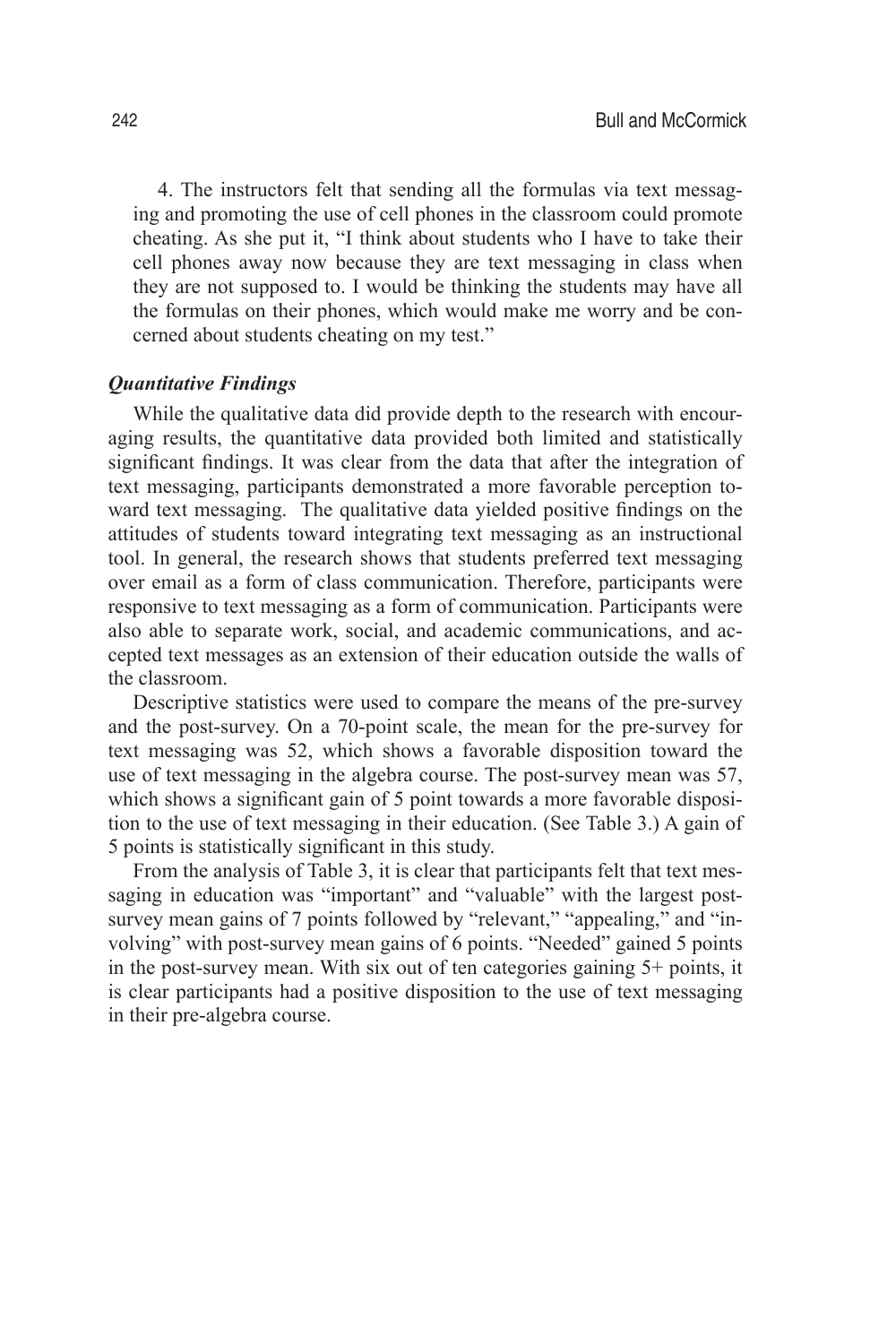4. The instructors felt that sending all the formulas via text messaging and promoting the use of cell phones in the classroom could promote cheating. As she put it, "I think about students who I have to take their cell phones away now because they are text messaging in class when they are not supposed to. I would be thinking the students may have all the formulas on their phones, which would make me worry and be concerned about students cheating on my test."

### *Quantitative Findings*

While the qualitative data did provide depth to the research with encouraging results, the quantitative data provided both limited and statistically significant findings. It was clear from the data that after the integration of text messaging, participants demonstrated a more favorable perception toward text messaging. The qualitative data yielded positive findings on the attitudes of students toward integrating text messaging as an instructional tool. In general, the research shows that students preferred text messaging over email as a form of class communication. Therefore, participants were responsive to text messaging as a form of communication. Participants were also able to separate work, social, and academic communications, and accepted text messages as an extension of their education outside the walls of the classroom.

Descriptive statistics were used to compare the means of the pre-survey and the post-survey. On a 70-point scale, the mean for the pre-survey for text messaging was 52, which shows a favorable disposition toward the use of text messaging in the algebra course. The post-survey mean was 57, which shows a significant gain of 5 point towards a more favorable disposition to the use of text messaging in their education. (See Table 3.) A gain of 5 points is statistically significant in this study.

From the analysis of Table 3, it is clear that participants felt that text messaging in education was "important" and "valuable" with the largest post-survey mean gains of 7 points followed by "relevant," "appealing," and "involving" with post-survey mean gains of 6 points. "Needed" gained 5 points in the post-survey mean. With six out of ten categories gaining 5+ points, it is clear participants had a positive disposition to the use of text messaging in their pre-algebra course.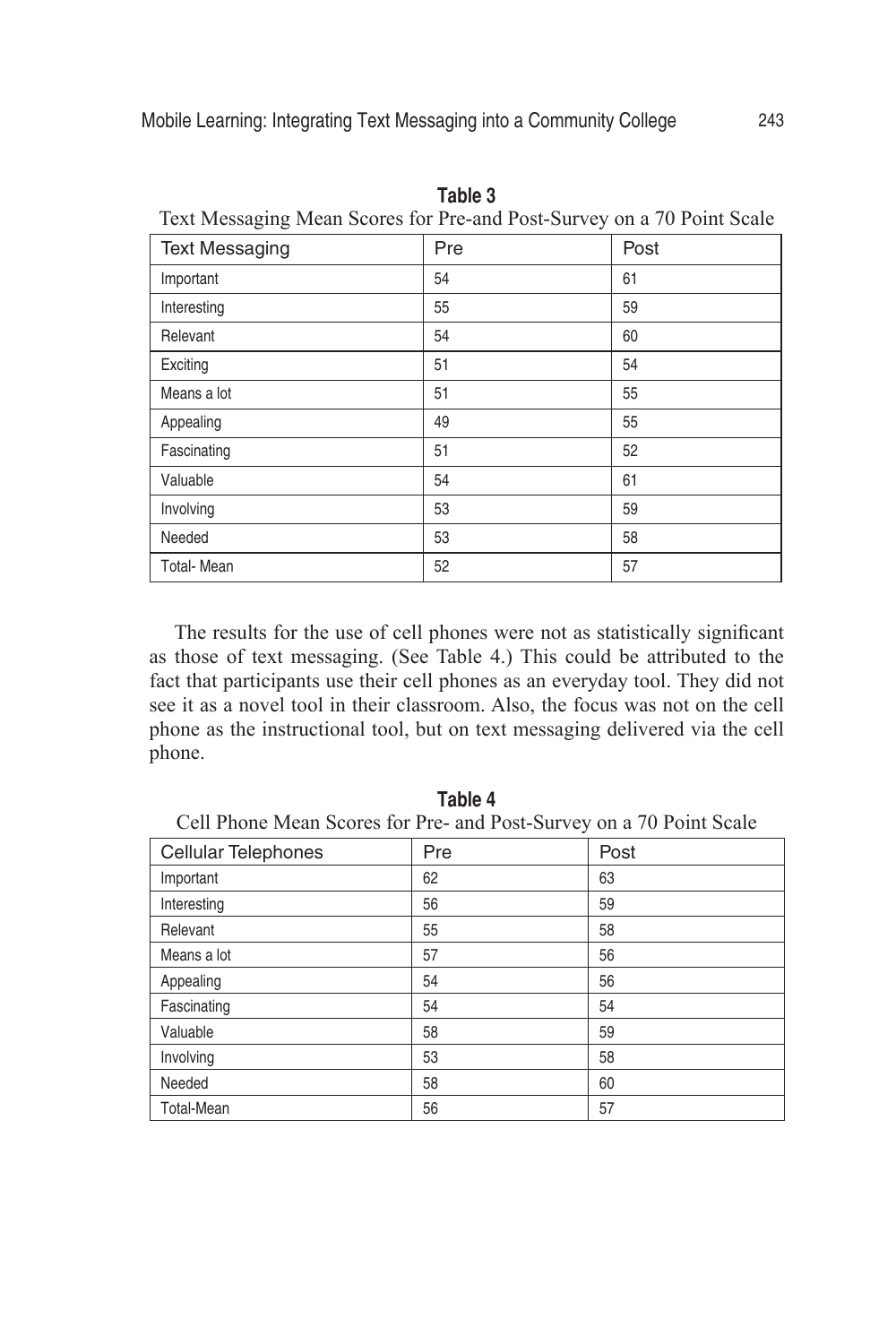**Table 3**

Text Messaging Mean Scores for Pre-and Post-Survey on a 70 Point Scale

| Text Messaging | Pre | Post |
|---|---|---|
| Important | 54 | 61 |
| Interesting | 55 | 59 |
| Relevant | 54 | 60 |
| Exciting | 51 | 54 |
| Means a lot | 51 | 55 |
| Appealing | 49 | 55 |
| Fascinating | 51 | 52 |
| Valuable | 54 | 61 |
| Involving | 53 | 59 |
| Needed | 53 | 58 |
| Total- Mean | 52 | 57 |

The results for the use of cell phones were not as statistically significant as those of text messaging. (See Table 4.) This could be attributed to the fact that participants use their cell phones as an everyday tool. They did not see it as a novel tool in their classroom. Also, the focus was not on the cell phone as the instructional tool, but on text messaging delivered via the cell phone.

**Table 4**

Cell Phone Mean Scores for Pre- and Post-Survey on a 70 Point Scale

| Cellular Telephones | Pre | Post |
|---|---|---|
| Important | 62 | 63 |
| Interesting | 56 | 59 |
| Relevant | 55 | 58 |
| Means a lot | 57 | 56 |
| Appealing | 54 | 56 |
| Fascinating | 54 | 54 |
| Valuable | 58 | 59 |
| Involving | 53 | 58 |
| Needed | 58 | 60 |
| Total-Mean | 56 | 57 |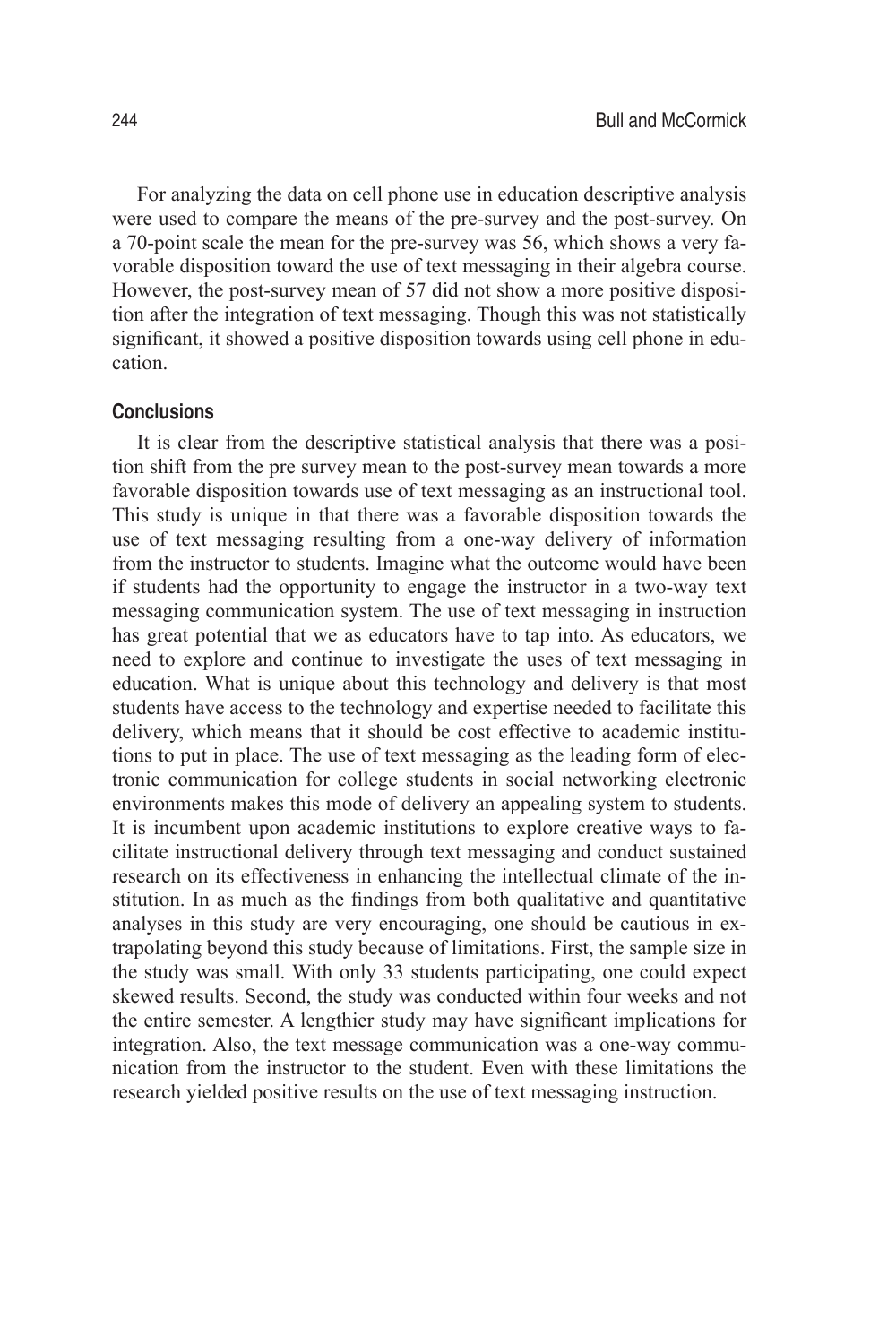For analyzing the data on cell phone use in education descriptive analysis were used to compare the means of the pre-survey and the post-survey. On a 70-point scale the mean for the pre-survey was 56, which shows a very favorable disposition toward the use of text messaging in their algebra course. However, the post-survey mean of 57 did not show a more positive disposition after the integration of text messaging. Though this was not statistically significant, it showed a positive disposition towards using cell phone in education.

### Conclusions

It is clear from the descriptive statistical analysis that there was a position shift from the pre survey mean to the post-survey mean towards a more favorable disposition towards use of text messaging as an instructional tool. This study is unique in that there was a favorable disposition towards the use of text messaging resulting from a one-way delivery of information from the instructor to students. Imagine what the outcome would have been if students had the opportunity to engage the instructor in a two-way text messaging communication system. The use of text messaging in instruction has great potential that we as educators have to tap into. As educators, we need to explore and continue to investigate the uses of text messaging in education. What is unique about this technology and delivery is that most students have access to the technology and expertise needed to facilitate this delivery, which means that it should be cost effective to academic institutions to put in place. The use of text messaging as the leading form of electronic communication for college students in social networking electronic environments makes this mode of delivery an appealing system to students. It is incumbent upon academic institutions to explore creative ways to facilitate instructional delivery through text messaging and conduct sustained research on its effectiveness in enhancing the intellectual climate of the institution. In as much as the findings from both qualitative and quantitative analyses in this study are very encouraging, one should be cautious in extrapolating beyond this study because of limitations. First, the sample size in the study was small. With only 33 students participating, one could expect skewed results. Second, the study was conducted within four weeks and not the entire semester. A lengthier study may have significant implications for integration. Also, the text message communication was a one-way communication from the instructor to the student. Even with these limitations the research yielded positive results on the use of text messaging instruction.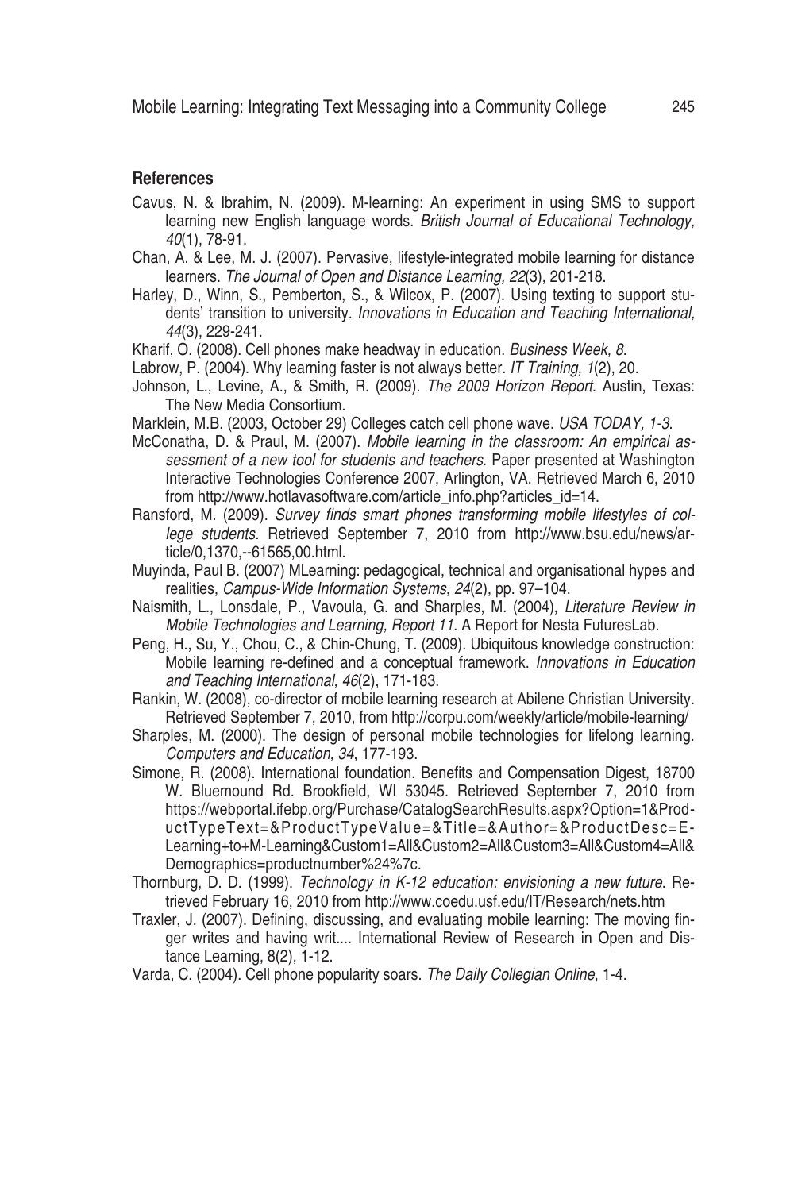## References

Cavus, N. & Ibrahim, N. (2009). M-learning: An experiment in using SMS to support learning new English language words. *British Journal of Educational Technology, 40*(1), 78-91.

Chan, A. & Lee, M. J. (2007). Pervasive, lifestyle-integrated mobile learning for distance learners. *The Journal of Open and Distance Learning, 22*(3), 201-218.

Harley, D., Winn, S., Pemberton, S., & Wilcox, P. (2007). Using texting to support students' transition to university. *Innovations in Education and Teaching International, 44*(3), 229-241.

Kharif, O. (2008). Cell phones make headway in education. *Business Week, 8*.

Labrow, P. (2004). Why learning faster is not always better. *IT Training, 1*(2), 20.

Johnson, L., Levine, A., & Smith, R. (2009). *The 2009 Horizon Report*. Austin, Texas: The New Media Consortium.

Marklein, M.B. (2003, October 29) Colleges catch cell phone wave. *USA TODAY, 1-3*.

McConatha, D. & Praul, M. (2007). *Mobile learning in the classroom: An empirical assessment of a new tool for students and teachers*. Paper presented at Washington Interactive Technologies Conference 2007, Arlington, VA. Retrieved March 6, 2010 from http://www.hotlavasoftware.com/article_info.php?articles_id=14.

Ransford, M. (2009). *Survey finds smart phones transforming mobile lifestyles of college students*. Retrieved September 7, 2010 from http://www.bsu.edu/news/article/0,1370,--61565,00.html.

Muyinda, Paul B. (2007) MLearning: pedagogical, technical and organisational hypes and realities, *Campus-Wide Information Systems*, *24*(2), pp. 97–104.

Naismith, L., Lonsdale, P., Vavoula, G. and Sharples, M. (2004), *Literature Review in Mobile Technologies and Learning, Report 11*. A Report for Nesta FuturesLab.

Peng, H., Su, Y., Chou, C., & Chin-Chung, T. (2009). Ubiquitous knowledge construction: Mobile learning re-defined and a conceptual framework. *Innovations in Education and Teaching International, 46*(2), 171-183.

Rankin, W. (2008), co-director of mobile learning research at Abilene Christian University. Retrieved September 7, 2010, from http://corpu.com/weekly/article/mobile-learning/

Sharples, M. (2000). The design of personal mobile technologies for lifelong learning. *Computers and Education, 34*, 177-193.

Simone, R. (2008). International foundation. Benefits and Compensation Digest, 18700 W. Bluemound Rd. Brookfield, WI 53045. Retrieved September 7, 2010 from https://webportal.ifebp.org/Purchase/CatalogSearchResults.aspx?Option=1&ProductTypeText=&ProductTypeValue=&Title=&Author=&ProductDesc=E-Learning+to+M-Learning&Custom1=All&Custom2=All&Custom3=All&Custom4=All&Demographics=productnumber%24%7c.

Thornburg, D. D. (1999). *Technology in K-12 education: envisioning a new future*. Retrieved February 16, 2010 from http://www.coedu.usf.edu/IT/Research/nets.htm

Traxler, J. (2007). Defining, discussing, and evaluating mobile learning: The moving finger writes and having writ.... International Review of Research in Open and Distance Learning, 8(2), 1-12.

Varda, C. (2004). Cell phone popularity soars. *The Daily Collegian Online*, 1-4.